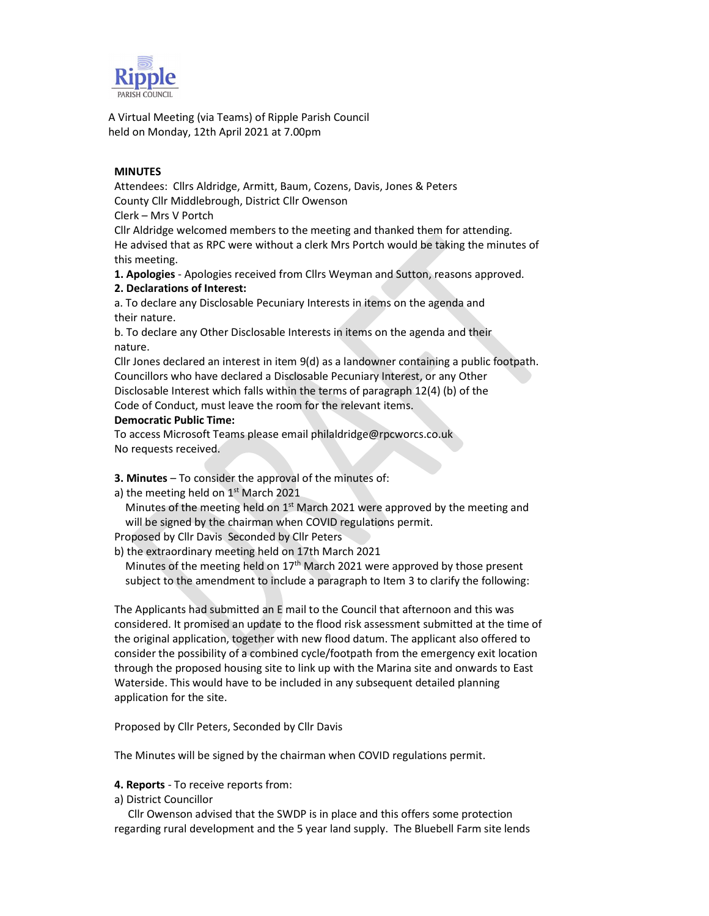Ripple
PARISH COUNCIL

A Virtual Meeting (via Teams) of Ripple Parish Council
held on Monday, 12th April 2021 at 7.00pm

**MINUTES**

Attendees: Cllrs Aldridge, Armitt, Baum, Cozens, Davis, Jones & Peters
County Cllr Middlebrough, District Cllr Owenson
Clerk – Mrs V Portch

Cllr Aldridge welcomed members to the meeting and thanked them for attending.
He advised that as RPC were without a clerk Mrs Portch would be taking the minutes of this meeting.

**1. Apologies** - Apologies received from Cllrs Weyman and Sutton, reasons approved.

**2. Declarations of Interest:**

a. To declare any Disclosable Pecuniary Interests in items on the agenda and their nature.

b. To declare any Other Disclosable Interests in items on the agenda and their nature.

Cllr Jones declared an interest in item 9(d) as a landowner containing a public footpath.
Councillors who have declared a Disclosable Pecuniary Interest, or any Other Disclosable Interest which falls within the terms of paragraph 12(4) (b) of the Code of Conduct, must leave the room for the relevant items.

**Democratic Public Time:**

To access Microsoft Teams please email philaldridge@rpcworcs.co.uk
No requests received.

**3. Minutes** – To consider the approval of the minutes of:

a) the meeting held on 1st March 2021

Minutes of the meeting held on 1st March 2021 were approved by the meeting and will be signed by the chairman when COVID regulations permit.

Proposed by Cllr Davis Seconded by Cllr Peters

b) the extraordinary meeting held on 17th March 2021

Minutes of the meeting held on 17th March 2021 were approved by those present subject to the amendment to include a paragraph to Item 3 to clarify the following:

The Applicants had submitted an E mail to the Council that afternoon and this was considered. It promised an update to the flood risk assessment submitted at the time of the original application, together with new flood datum. The applicant also offered to consider the possibility of a combined cycle/footpath from the emergency exit location through the proposed housing site to link up with the Marina site and onwards to East Waterside. This would have to be included in any subsequent detailed planning application for the site.

Proposed by Cllr Peters, Seconded by Cllr Davis

The Minutes will be signed by the chairman when COVID regulations permit.

**4. Reports** - To receive reports from:

a) District Councillor

Cllr Owenson advised that the SWDP is in place and this offers some protection regarding rural development and the 5 year land supply. The Bluebell Farm site lends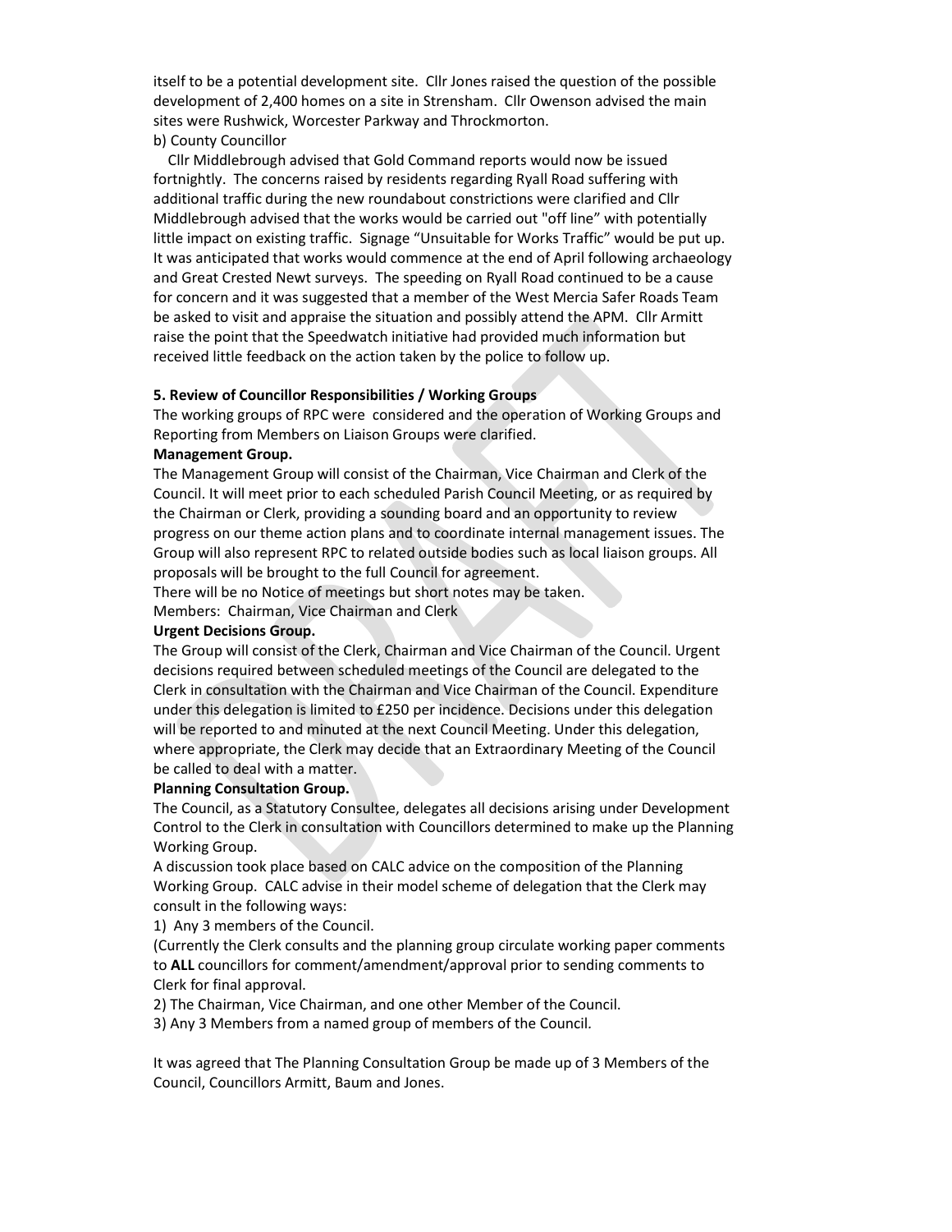itself to be a potential development site. Cllr Jones raised the question of the possible development of 2,400 homes on a site in Strensham. Cllr Owenson advised the main sites were Rushwick, Worcester Parkway and Throckmorton.

b) County Councillor

Cllr Middlebrough advised that Gold Command reports would now be issued fortnightly. The concerns raised by residents regarding Ryall Road suffering with additional traffic during the new roundabout constrictions were clarified and Cllr Middlebrough advised that the works would be carried out "off line" with potentially little impact on existing traffic. Signage "Unsuitable for Works Traffic" would be put up. It was anticipated that works would commence at the end of April following archaeology and Great Crested Newt surveys. The speeding on Ryall Road continued to be a cause for concern and it was suggested that a member of the West Mercia Safer Roads Team be asked to visit and appraise the situation and possibly attend the APM. Cllr Armitt raise the point that the Speedwatch initiative had provided much information but received little feedback on the action taken by the police to follow up.

**5. Review of Councillor Responsibilities / Working Groups**

The working groups of RPC were considered and the operation of Working Groups and Reporting from Members on Liaison Groups were clarified.

**Management Group.**

The Management Group will consist of the Chairman, Vice Chairman and Clerk of the Council. It will meet prior to each scheduled Parish Council Meeting, or as required by the Chairman or Clerk, providing a sounding board and an opportunity to review progress on our theme action plans and to coordinate internal management issues. The Group will also represent RPC to related outside bodies such as local liaison groups. All proposals will be brought to the full Council for agreement.

There will be no Notice of meetings but short notes may be taken.

Members: Chairman, Vice Chairman and Clerk

**Urgent Decisions Group.**

The Group will consist of the Clerk, Chairman and Vice Chairman of the Council. Urgent decisions required between scheduled meetings of the Council are delegated to the Clerk in consultation with the Chairman and Vice Chairman of the Council. Expenditure under this delegation is limited to £250 per incidence. Decisions under this delegation will be reported to and minuted at the next Council Meeting. Under this delegation, where appropriate, the Clerk may decide that an Extraordinary Meeting of the Council be called to deal with a matter.

**Planning Consultation Group.**

The Council, as a Statutory Consultee, delegates all decisions arising under Development Control to the Clerk in consultation with Councillors determined to make up the Planning Working Group.

A discussion took place based on CALC advice on the composition of the Planning Working Group. CALC advise in their model scheme of delegation that the Clerk may consult in the following ways:

1) Any 3 members of the Council.

(Currently the Clerk consults and the planning group circulate working paper comments to **ALL** councillors for comment/amendment/approval prior to sending comments to Clerk for final approval.

2) The Chairman, Vice Chairman, and one other Member of the Council.

3) Any 3 Members from a named group of members of the Council.

It was agreed that The Planning Consultation Group be made up of 3 Members of the Council, Councillors Armitt, Baum and Jones.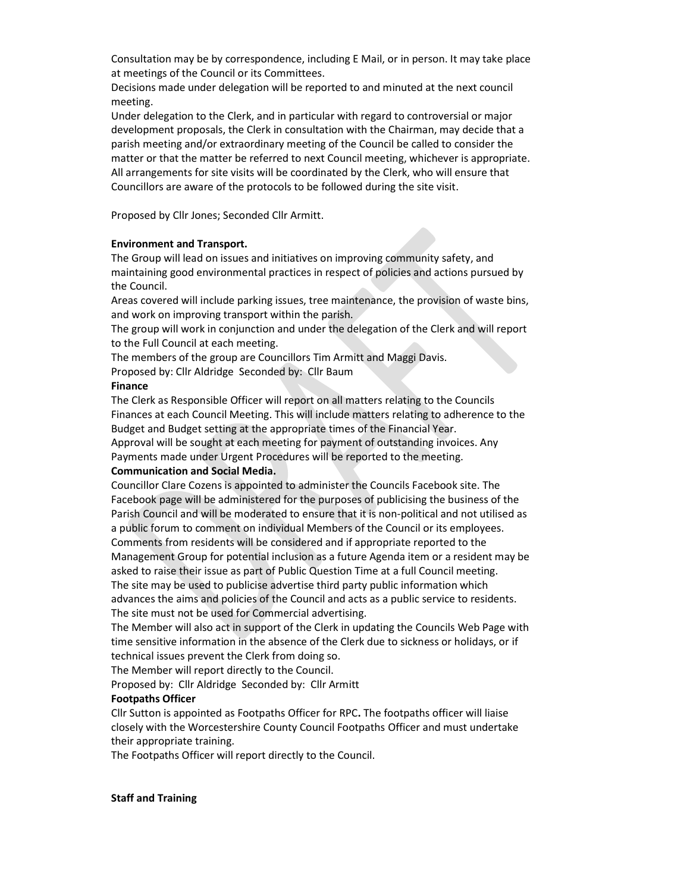Consultation may be by correspondence, including E Mail, or in person. It may take place at meetings of the Council or its Committees.
Decisions made under delegation will be reported to and minuted at the next council meeting.
Under delegation to the Clerk, and in particular with regard to controversial or major development proposals, the Clerk in consultation with the Chairman, may decide that a parish meeting and/or extraordinary meeting of the Council be called to consider the matter or that the matter be referred to next Council meeting, whichever is appropriate.
All arrangements for site visits will be coordinated by the Clerk, who will ensure that Councillors are aware of the protocols to be followed during the site visit.

Proposed by Cllr Jones; Seconded Cllr Armitt.

**Environment and Transport.**
The Group will lead on issues and initiatives on improving community safety, and maintaining good environmental practices in respect of policies and actions pursued by the Council.
Areas covered will include parking issues, tree maintenance, the provision of waste bins, and work on improving transport within the parish.
The group will work in conjunction and under the delegation of the Clerk and will report to the Full Council at each meeting.
The members of the group are Councillors Tim Armitt and Maggi Davis.
Proposed by: Cllr Aldridge Seconded by: Cllr Baum

**Finance**
The Clerk as Responsible Officer will report on all matters relating to the Councils Finances at each Council Meeting. This will include matters relating to adherence to the Budget and Budget setting at the appropriate times of the Financial Year.
Approval will be sought at each meeting for payment of outstanding invoices. Any Payments made under Urgent Procedures will be reported to the meeting.

**Communication and Social Media.**
Councillor Clare Cozens is appointed to administer the Councils Facebook site. The Facebook page will be administered for the purposes of publicising the business of the Parish Council and will be moderated to ensure that it is non-political and not utilised as a public forum to comment on individual Members of the Council or its employees.
Comments from residents will be considered and if appropriate reported to the Management Group for potential inclusion as a future Agenda item or a resident may be asked to raise their issue as part of Public Question Time at a full Council meeting.
The site may be used to publicise advertise third party public information which advances the aims and policies of the Council and acts as a public service to residents.
The site must not be used for Commercial advertising.
The Member will also act in support of the Clerk in updating the Councils Web Page with time sensitive information in the absence of the Clerk due to sickness or holidays, or if technical issues prevent the Clerk from doing so.
The Member will report directly to the Council.
Proposed by: Cllr Aldridge Seconded by: Cllr Armitt

**Footpaths Officer**
Cllr Sutton is appointed as Footpaths Officer for RPC**.** The footpaths officer will liaise closely with the Worcestershire County Council Footpaths Officer and must undertake their appropriate training.
The Footpaths Officer will report directly to the Council.

**Staff and Training**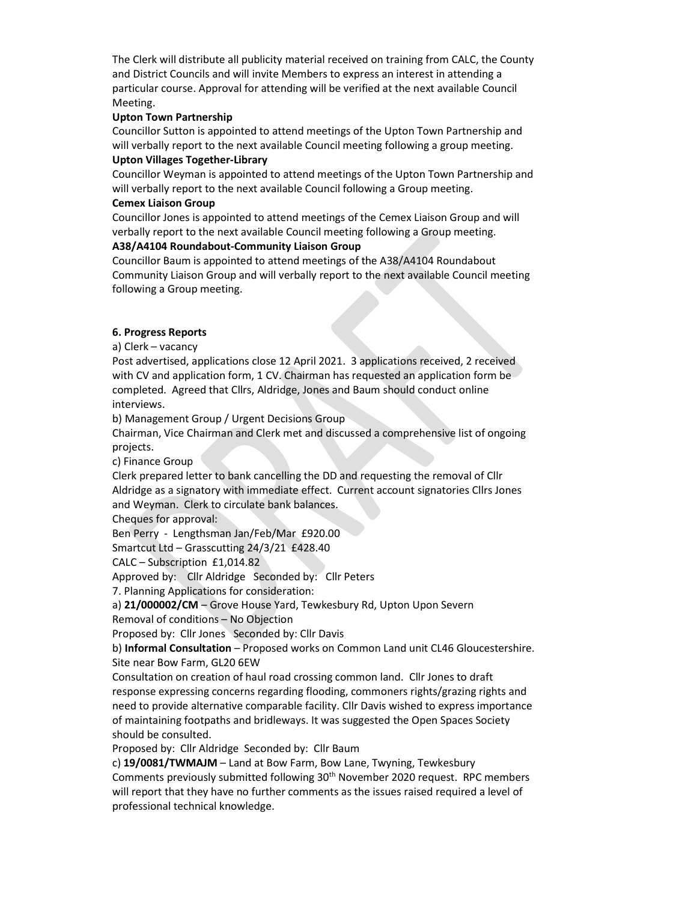The Clerk will distribute all publicity material received on training from CALC, the County and District Councils and will invite Members to express an interest in attending a particular course. Approval for attending will be verified at the next available Council Meeting.

**Upton Town Partnership**

Councillor Sutton is appointed to attend meetings of the Upton Town Partnership and will verbally report to the next available Council meeting following a group meeting.

**Upton Villages Together-Library**

Councillor Weyman is appointed to attend meetings of the Upton Town Partnership and will verbally report to the next available Council following a Group meeting.

**Cemex Liaison Group**

Councillor Jones is appointed to attend meetings of the Cemex Liaison Group and will verbally report to the next available Council meeting following a Group meeting.

**A38/A4104 Roundabout-Community Liaison Group**

Councillor Baum is appointed to attend meetings of the A38/A4104 Roundabout Community Liaison Group and will verbally report to the next available Council meeting following a Group meeting.

**6. Progress Reports**

a) Clerk – vacancy

Post advertised, applications close 12 April 2021. 3 applications received, 2 received with CV and application form, 1 CV. Chairman has requested an application form be completed. Agreed that Cllrs, Aldridge, Jones and Baum should conduct online interviews.

b) Management Group / Urgent Decisions Group

Chairman, Vice Chairman and Clerk met and discussed a comprehensive list of ongoing projects.

c) Finance Group

Clerk prepared letter to bank cancelling the DD and requesting the removal of Cllr Aldridge as a signatory with immediate effect. Current account signatories Cllrs Jones and Weyman. Clerk to circulate bank balances.

Cheques for approval:

Ben Perry - Lengthsman Jan/Feb/Mar £920.00

Smartcut Ltd – Grasscutting 24/3/21 £428.40

CALC – Subscription £1,014.82

Approved by: Cllr Aldridge Seconded by: Cllr Peters

7. Planning Applications for consideration:

a) **21/000002/CM** – Grove House Yard, Tewkesbury Rd, Upton Upon Severn

Removal of conditions – No Objection

Proposed by: Cllr Jones Seconded by: Cllr Davis

b) **Informal Consultation** – Proposed works on Common Land unit CL46 Gloucestershire. Site near Bow Farm, GL20 6EW

Consultation on creation of haul road crossing common land. Cllr Jones to draft response expressing concerns regarding flooding, commoners rights/grazing rights and need to provide alternative comparable facility. Cllr Davis wished to express importance of maintaining footpaths and bridleways. It was suggested the Open Spaces Society should be consulted.

Proposed by: Cllr Aldridge Seconded by: Cllr Baum

c) **19/0081/TWMAJM** – Land at Bow Farm, Bow Lane, Twyning, Tewkesbury

Comments previously submitted following 30th November 2020 request. RPC members will report that they have no further comments as the issues raised required a level of professional technical knowledge.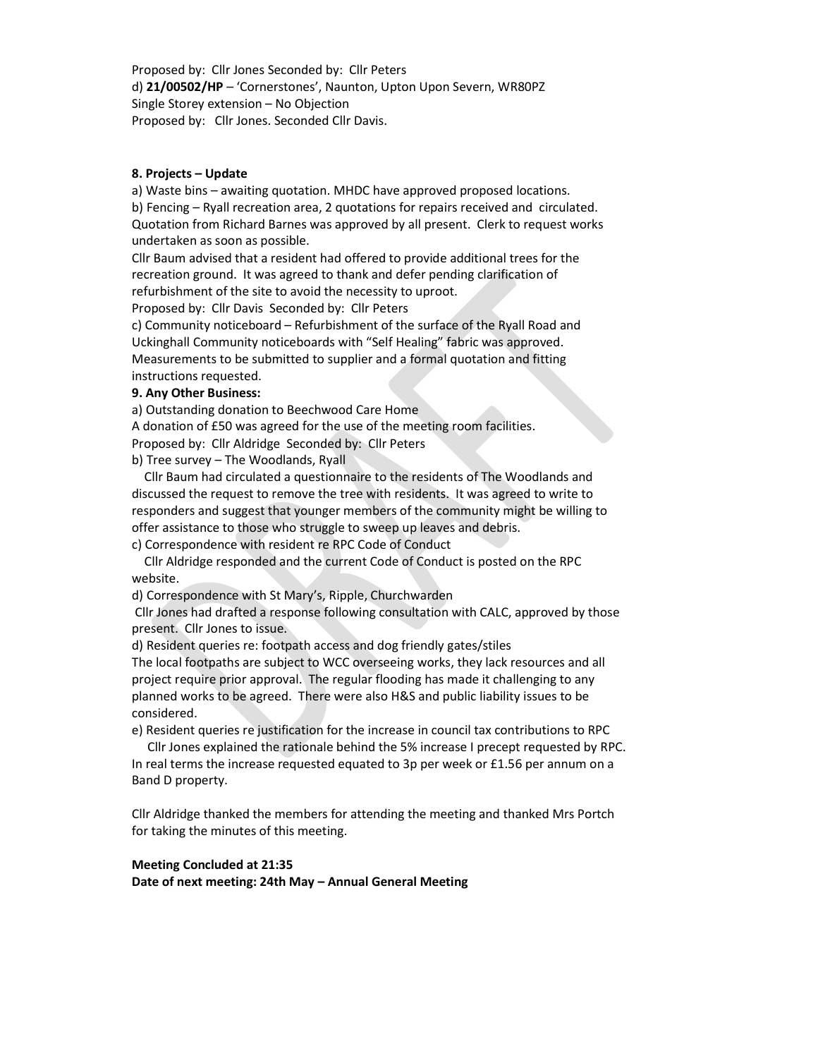Proposed by: Cllr Jones Seconded by: Cllr Peters

d) **21/00502/HP** – 'Cornerstones', Naunton, Upton Upon Severn, WR80PZ

Single Storey extension – No Objection

Proposed by: Cllr Jones. Seconded Cllr Davis.

**8. Projects – Update**

a) Waste bins – awaiting quotation. MHDC have approved proposed locations.

b) Fencing – Ryall recreation area, 2 quotations for repairs received and circulated. Quotation from Richard Barnes was approved by all present. Clerk to request works undertaken as soon as possible.

Cllr Baum advised that a resident had offered to provide additional trees for the recreation ground. It was agreed to thank and defer pending clarification of refurbishment of the site to avoid the necessity to uproot.

Proposed by: Cllr Davis Seconded by: Cllr Peters

c) Community noticeboard – Refurbishment of the surface of the Ryall Road and Uckinghall Community noticeboards with "Self Healing" fabric was approved. Measurements to be submitted to supplier and a formal quotation and fitting instructions requested.

**9. Any Other Business:**

a) Outstanding donation to Beechwood Care Home

A donation of £50 was agreed for the use of the meeting room facilities.

Proposed by: Cllr Aldridge Seconded by: Cllr Peters

b) Tree survey – The Woodlands, Ryall

Cllr Baum had circulated a questionnaire to the residents of The Woodlands and discussed the request to remove the tree with residents. It was agreed to write to responders and suggest that younger members of the community might be willing to offer assistance to those who struggle to sweep up leaves and debris.

c) Correspondence with resident re RPC Code of Conduct

Cllr Aldridge responded and the current Code of Conduct is posted on the RPC website.

d) Correspondence with St Mary's, Ripple, Churchwarden

Cllr Jones had drafted a response following consultation with CALC, approved by those present. Cllr Jones to issue.

d) Resident queries re: footpath access and dog friendly gates/stiles

The local footpaths are subject to WCC overseeing works, they lack resources and all project require prior approval. The regular flooding has made it challenging to any planned works to be agreed. There were also H&S and public liability issues to be considered.

e) Resident queries re justification for the increase in council tax contributions to RPC

Cllr Jones explained the rationale behind the 5% increase I precept requested by RPC. In real terms the increase requested equated to 3p per week or £1.56 per annum on a Band D property.

Cllr Aldridge thanked the members for attending the meeting and thanked Mrs Portch for taking the minutes of this meeting.

**Meeting Concluded at 21:35**

**Date of next meeting: 24th May – Annual General Meeting**